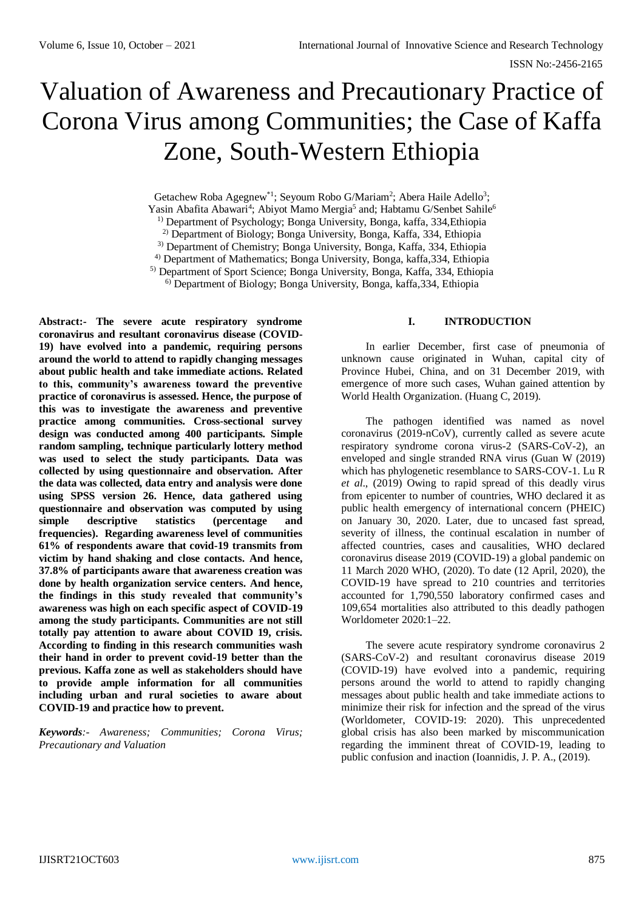# Valuation of Awareness and Precautionary Practice of Corona Virus among Communities; the Case of Kaffa Zone, South-Western Ethiopia

Getachew Roba Agegnew*[1]; Seyoum Robo G/Mariam[2]; Abera Haile Adello[3]; Yasin Abafita Abawari[4]; Abiyot Mamo Mergia[5] and; Habtamu G/Senbet Sahile[6]

[1)] Department of Psychology; Bonga University, Bonga, kaffa, 334,Ethiopia
[2)] Department of Biology; Bonga University, Bonga, Kaffa, 334, Ethiopia
[3)] Department of Chemistry; Bonga University, Bonga, Kaffa, 334, Ethiopia
[4)] Department of Mathematics; Bonga University, Bonga, kaffa,334, Ethiopia
[5)] Department of Sport Science; Bonga University, Bonga, Kaffa, 334, Ethiopia
[6)] Department of Biology; Bonga University, Bonga, kaffa,334, Ethiopia

**Abstract:- The severe acute respiratory syndrome coronavirus and resultant coronavirus disease (COVID-19) have evolved into a pandemic, requiring persons around the world to attend to rapidly changing messages about public health and take immediate actions. Related to this, community's awareness toward the preventive practice of coronavirus is assessed. Hence, the purpose of this was to investigate the awareness and preventive practice among communities. Cross-sectional survey design was conducted among 400 participants. Simple random sampling, technique particularly lottery method was used to select the study participants. Data was collected by using questionnaire and observation. After the data was collected, data entry and analysis were done using SPSS version 26. Hence, data gathered using questionnaire and observation was computed by using simple descriptive statistics (percentage and frequencies). Regarding awareness level of communities 61% of respondents aware that covid-19 transmits from victim by hand shaking and close contacts. And hence, 37.8% of participants aware that awareness creation was done by health organization service centers. And hence, the findings in this study revealed that community's awareness was high on each specific aspect of COVID-19 among the study participants. Communities are not still totally pay attention to aware about COVID 19, crisis. According to finding in this research communities wash their hand in order to prevent covid-19 better than the previous. Kaffa zone as well as stakeholders should have to provide ample information for all communities including urban and rural societies to aware about COVID-19 and practice how to prevent.**

***Keywords**:- Awareness; Communities; Corona Virus; Precautionary and Valuation*

## I. INTRODUCTION

In earlier December, first case of pneumonia of unknown cause originated in Wuhan, capital city of Province Hubei, China, and on 31 December 2019, with emergence of more such cases, Wuhan gained attention by World Health Organization. (Huang C, 2019).

The pathogen identified was named as novel coronavirus (2019-nCoV), currently called as severe acute respiratory syndrome corona virus-2 (SARS-CoV-2), an enveloped and single stranded RNA virus (Guan W (2019) which has phylogenetic resemblance to SARS-COV-1. Lu R *et al*., (2019) Owing to rapid spread of this deadly virus from epicenter to number of countries, WHO declared it as public health emergency of international concern (PHEIC) on January 30, 2020. Later, due to uncased fast spread, severity of illness, the continual escalation in number of affected countries, cases and causalities, WHO declared coronavirus disease 2019 (COVID-19) a global pandemic on 11 March 2020 WHO, (2020). To date (12 April, 2020), the COVID-19 have spread to 210 countries and territories accounted for 1,790,550 laboratory confirmed cases and 109,654 mortalities also attributed to this deadly pathogen Worldometer 2020:1–22.

The severe acute respiratory syndrome coronavirus 2 (SARS-CoV-2) and resultant coronavirus disease 2019 (COVID-19) have evolved into a pandemic, requiring persons around the world to attend to rapidly changing messages about public health and take immediate actions to minimize their risk for infection and the spread of the virus (Worldometer, COVID-19: 2020). This unprecedented global crisis has also been marked by miscommunication regarding the imminent threat of COVID-19, leading to public confusion and inaction (Ioannidis, J. P. A., (2019).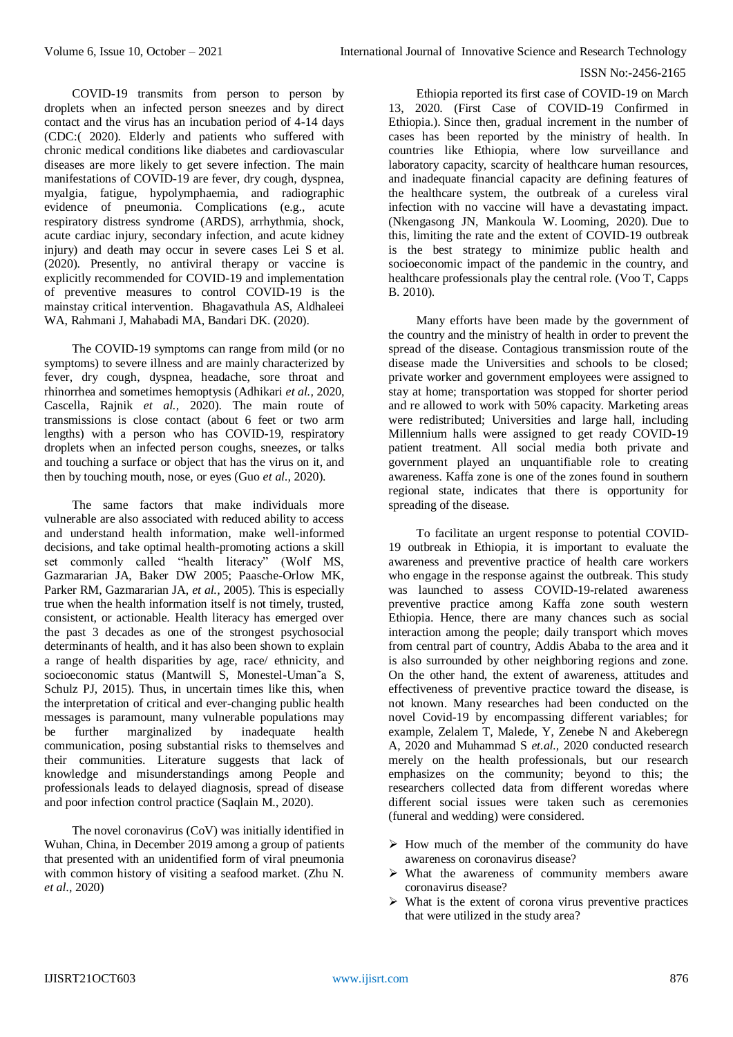COVID-19 transmits from person to person by droplets when an infected person sneezes and by direct contact and the virus has an incubation period of 4-14 days (CDC:( 2020). Elderly and patients who suffered with chronic medical conditions like diabetes and cardiovascular diseases are more likely to get severe infection. The main manifestations of COVID-19 are fever, dry cough, dyspnea, myalgia, fatigue, hypolymphaemia, and radiographic evidence of pneumonia. Complications (e.g., acute respiratory distress syndrome (ARDS), arrhythmia, shock, acute cardiac injury, secondary infection, and acute kidney injury) and death may occur in severe cases Lei S et al. (2020). Presently, no antiviral therapy or vaccine is explicitly recommended for COVID-19 and implementation of preventive measures to control COVID-19 is the mainstay critical intervention. Bhagavathula AS, Aldhaleei WA, Rahmani J, Mahabadi MA, Bandari DK. (2020).

The COVID-19 symptoms can range from mild (or no symptoms) to severe illness and are mainly characterized by fever, dry cough, dyspnea, headache, sore throat and rhinorrhea and sometimes hemoptysis (Adhikari *et al.,* 2020, Cascella, Rajnik *et al.,* 2020). The main route of transmissions is close contact (about 6 feet or two arm lengths) with a person who has COVID-19, respiratory droplets when an infected person coughs, sneezes, or talks and touching a surface or object that has the virus on it, and then by touching mouth, nose, or eyes (Guo *et al.,* 2020).

The same factors that make individuals more vulnerable are also associated with reduced ability to access and understand health information, make well-informed decisions, and take optimal health-promoting actions a skill set commonly called "health literacy" (Wolf MS, Gazmararian JA, Baker DW 2005; Paasche-Orlow MK, Parker RM, Gazmararian JA, *et al.,* 2005). This is especially true when the health information itself is not timely, trusted, consistent, or actionable. Health literacy has emerged over the past 3 decades as one of the strongest psychosocial determinants of health, and it has also been shown to explain a range of health disparities by age, race/ ethnicity, and socioeconomic status (Mantwill S, Monestel-Uman˜a S, Schulz PJ, 2015). Thus, in uncertain times like this, when the interpretation of critical and ever-changing public health messages is paramount, many vulnerable populations may be further marginalized by inadequate health communication, posing substantial risks to themselves and their communities. Literature suggests that lack of knowledge and misunderstandings among People and professionals leads to delayed diagnosis, spread of disease and poor infection control practice (Saqlain M., 2020).

The novel coronavirus (CoV) was initially identified in Wuhan, China, in December 2019 among a group of patients that presented with an unidentified form of viral pneumonia with common history of visiting a seafood market. (Zhu N. *et al.,* 2020)

Ethiopia reported its first case of COVID-19 on March 13, 2020. (First Case of COVID-19 Confirmed in Ethiopia.). Since then, gradual increment in the number of cases has been reported by the ministry of health. In countries like Ethiopia, where low surveillance and laboratory capacity, scarcity of healthcare human resources, and inadequate financial capacity are defining features of the healthcare system, the outbreak of a cureless viral infection with no vaccine will have a devastating impact. (Nkengasong JN, Mankoula W. Looming, 2020). Due to this, limiting the rate and the extent of COVID-19 outbreak is the best strategy to minimize public health and socioeconomic impact of the pandemic in the country, and healthcare professionals play the central role. (Voo T, Capps B. 2010).

Many efforts have been made by the government of the country and the ministry of health in order to prevent the spread of the disease. Contagious transmission route of the disease made the Universities and schools to be closed; private worker and government employees were assigned to stay at home; transportation was stopped for shorter period and re allowed to work with 50% capacity. Marketing areas were redistributed; Universities and large hall, including Millennium halls were assigned to get ready COVID-19 patient treatment. All social media both private and government played an unquantifiable role to creating awareness. Kaffa zone is one of the zones found in southern regional state, indicates that there is opportunity for spreading of the disease.

To facilitate an urgent response to potential COVID-19 outbreak in Ethiopia, it is important to evaluate the awareness and preventive practice of health care workers who engage in the response against the outbreak. This study was launched to assess COVID-19-related awareness preventive practice among Kaffa zone south western Ethiopia. Hence, there are many chances such as social interaction among the people; daily transport which moves from central part of country, Addis Ababa to the area and it is also surrounded by other neighboring regions and zone. On the other hand, the extent of awareness, attitudes and effectiveness of preventive practice toward the disease, is not known. Many researches had been conducted on the novel Covid-19 by encompassing different variables; for example, Zelalem T, Malede, Y, Zenebe N and Akeberegn A, 2020 and Muhammad S *et.al.,* 2020 conducted research merely on the health professionals, but our research emphasizes on the community; beyond to this; the researchers collected data from different woredas where different social issues were taken such as ceremonies (funeral and wedding) were considered.

- How much of the member of the community do have awareness on coronavirus disease?
- What the awareness of community members aware coronavirus disease?
- What is the extent of corona virus preventive practices that were utilized in the study area?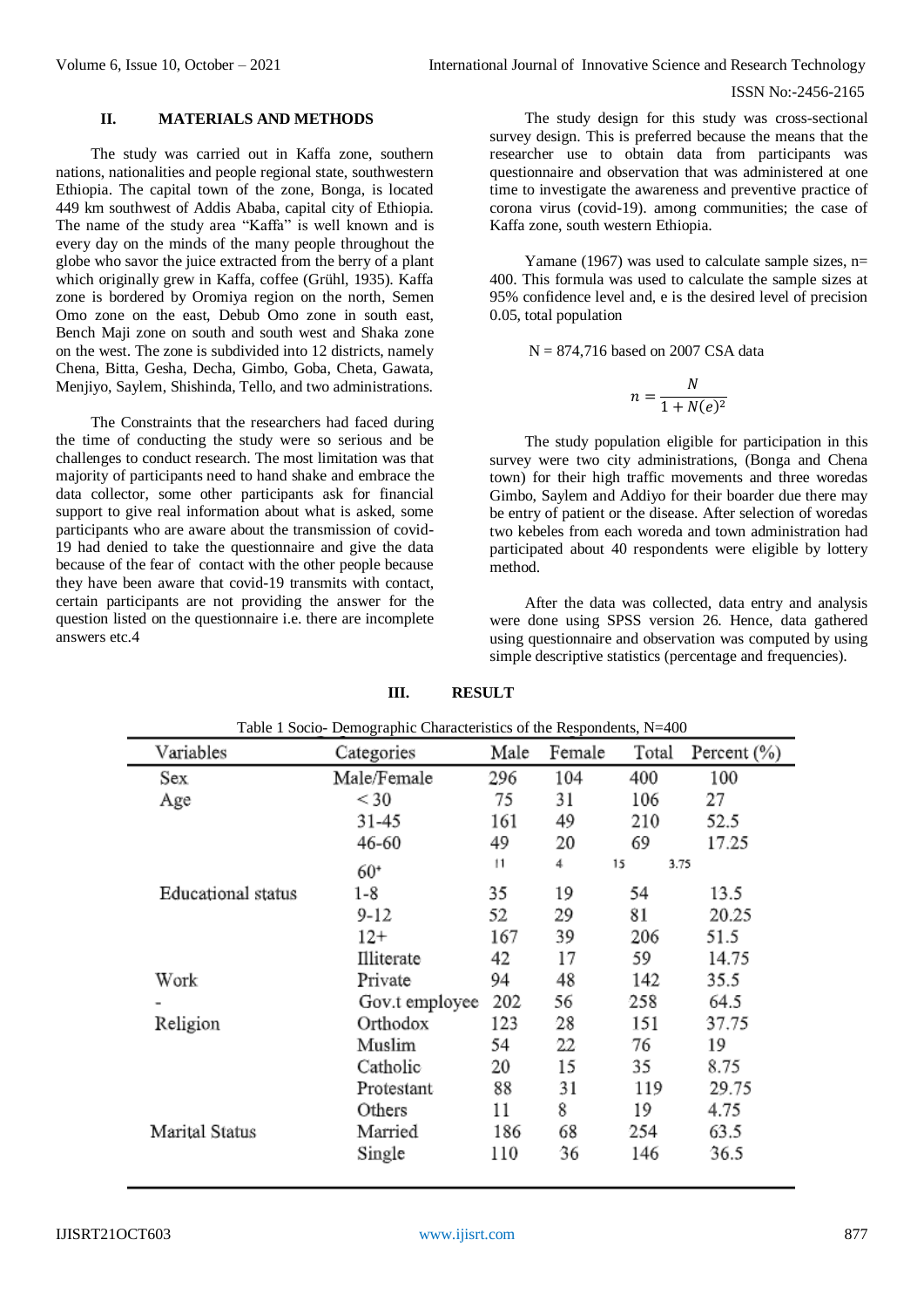## II. MATERIALS AND METHODS

The study was carried out in Kaffa zone, southern nations, nationalities and people regional state, southwestern Ethiopia. The capital town of the zone, Bonga, is located 449 km southwest of Addis Ababa, capital city of Ethiopia. The name of the study area "Kaffa" is well known and is every day on the minds of the many people throughout the globe who savor the juice extracted from the berry of a plant which originally grew in Kaffa, coffee (Grühl, 1935). Kaffa zone is bordered by Oromiya region on the north, Semen Omo zone on the east, Debub Omo zone in south east, Bench Maji zone on south and south west and Shaka zone on the west. The zone is subdivided into 12 districts, namely Chena, Bitta, Gesha, Decha, Gimbo, Goba, Cheta, Gawata, Menjiyo, Saylem, Shishinda, Tello, and two administrations.

The Constraints that the researchers had faced during the time of conducting the study were so serious and be challenges to conduct research. The most limitation was that majority of participants need to hand shake and embrace the data collector, some other participants ask for financial support to give real information about what is asked, some participants who are aware about the transmission of covid-19 had denied to take the questionnaire and give the data because of the fear of contact with the other people because they have been aware that covid-19 transmits with contact, certain participants are not providing the answer for the question listed on the questionnaire i.e. there are incomplete answers etc.4

The study design for this study was cross-sectional survey design. This is preferred because the means that the researcher use to obtain data from participants was questionnaire and observation that was administered at one time to investigate the awareness and preventive practice of corona virus (covid-19). among communities; the case of Kaffa zone, south western Ethiopia.

Yamane (1967) was used to calculate sample sizes, n= 400. This formula was used to calculate the sample sizes at 95% confidence level and, e is the desired level of precision 0.05, total population

N = 874,716 based on 2007 CSA data

$$n = \frac{N}{1 + N(e)^2}$$

The study population eligible for participation in this survey were two city administrations, (Bonga and Chena town) for their high traffic movements and three woredas Gimbo, Saylem and Addiyo for their boarder due there may be entry of patient or the disease. After selection of woredas two kebeles from each woreda and town administration had participated about 40 respondents were eligible by lottery method.

After the data was collected, data entry and analysis were done using SPSS version 26. Hence, data gathered using questionnaire and observation was computed by using simple descriptive statistics (percentage and frequencies).

## III. RESULT

Table 1 Socio- Demographic Characteristics of the Respondents, N=400

| Variables | Categories | Male | Female | Total | Percent (%) |
|---|---|---|---|---|---|
| Sex | Male/Female | 296 | 104 | 400 | 100 |
| Age | < 30 | 75 | 31 | 106 | 27 |
| | 31-45 | 161 | 49 | 210 | 52.5 |
| | 46-60 | 49 | 20 | 69 | 17.25 |
| | 60+ | 11 | 4 | 15 | 3.75 |
| Educational status | 1-8 | 35 | 19 | 54 | 13.5 |
| | 9-12 | 52 | 29 | 81 | 20.25 |
| | 12+ | 167 | 39 | 206 | 51.5 |
| | Illiterate | 42 | 17 | 59 | 14.75 |
| Work | Private | 94 | 48 | 142 | 35.5 |
| - | Gov.t employee | 202 | 56 | 258 | 64.5 |
| Religion | Orthodox | 123 | 28 | 151 | 37.75 |
| | Muslim | 54 | 22 | 76 | 19 |
| | Catholic | 20 | 15 | 35 | 8.75 |
| | Protestant | 88 | 31 | 119 | 29.75 |
| | Others | 11 | 8 | 19 | 4.75 |
| Marital Status | Married | 186 | 68 | 254 | 63.5 |
| | Single | 110 | 36 | 146 | 36.5 |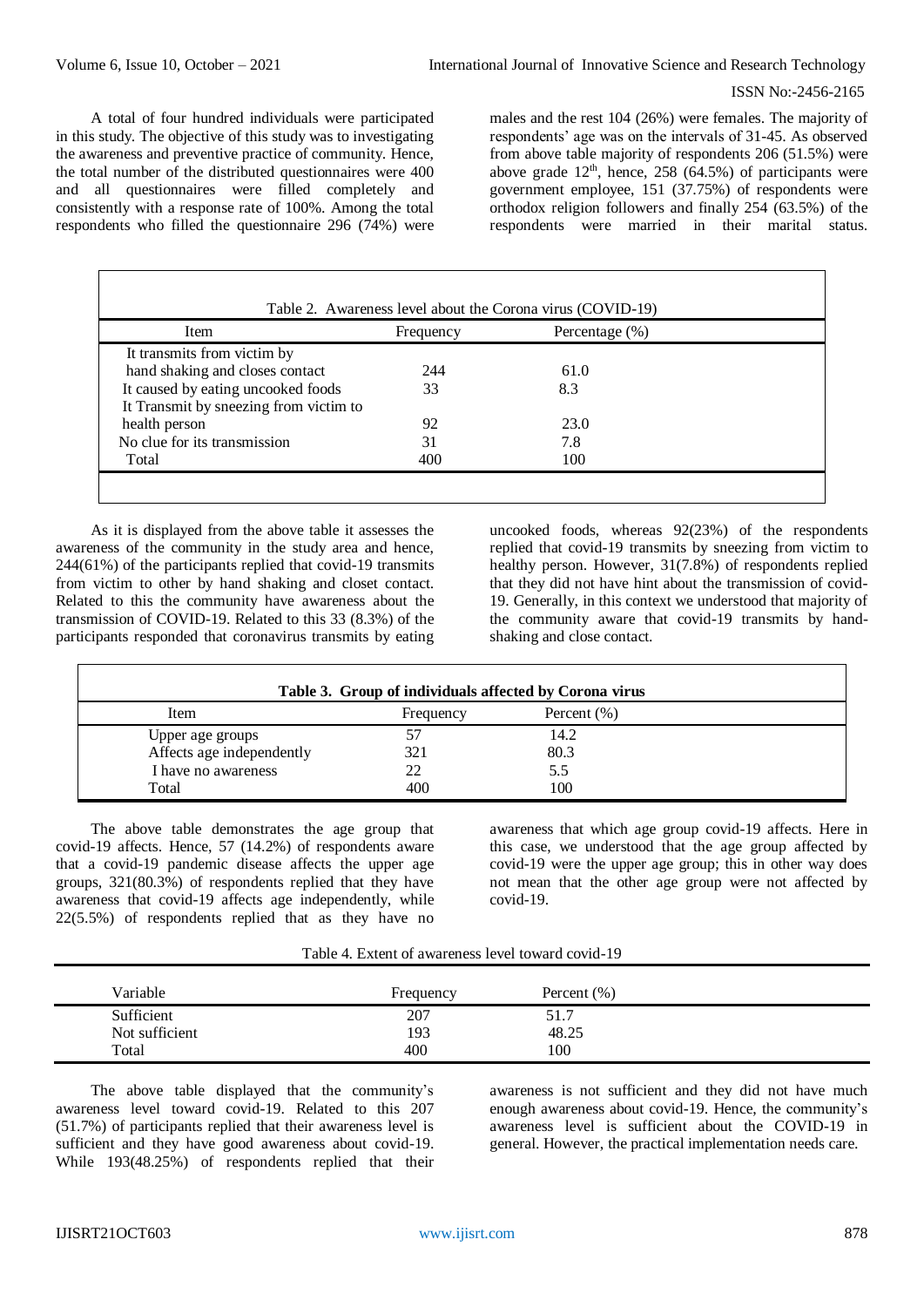A total of four hundred individuals were participated in this study. The objective of this study was to investigating the awareness and preventive practice of community. Hence, the total number of the distributed questionnaires were 400 and all questionnaires were filled completely and consistently with a response rate of 100%. Among the total respondents who filled the questionnaire 296 (74%) were males and the rest 104 (26%) were females. The majority of respondents' age was on the intervals of 31-45. As observed from above table majority of respondents 206 (51.5%) were above grade $12^{th}$, hence, 258 (64.5%) of participants were government employee, 151 (37.75%) of respondents were orthodox religion followers and finally 254 (63.5%) of the respondents were married in their marital status.

Table 2. Awareness level about the Corona virus (COVID-19)

| Item | Frequency | Percentage (%) |
|---|---|---|
| It transmits from victim by hand shaking and closes contact | 244 | 61.0 |
| It caused by eating uncooked foods | 33 | 8.3 |
| It Transmit by sneezing from victim to health person | 92 | 23.0 |
| No clue for its transmission | 31 | 7.8 |
| Total | 400 | 100 |

As it is displayed from the above table it assesses the awareness of the community in the study area and hence, 244(61%) of the participants replied that covid-19 transmits from victim to other by hand shaking and closet contact. Related to this the community have awareness about the transmission of COVID-19. Related to this 33 (8.3%) of the participants responded that coronavirus transmits by eating uncooked foods, whereas 92(23%) of the respondents replied that covid-19 transmits by sneezing from victim to healthy person. However, 31(7.8%) of respondents replied that they did not have hint about the transmission of covid-19. Generally, in this context we understood that majority of the community aware that covid-19 transmits by hand-shaking and close contact.

**Table 3. Group of individuals affected by Corona virus**

| Item | Frequency | Percent (%) |
|---|---|---|
| Upper age groups | 57 | 14.2 |
| Affects age independently | 321 | 80.3 |
| I have no awareness | 22 | 5.5 |
| Total | 400 | 100 |

The above table demonstrates the age group that covid-19 affects. Hence, 57 (14.2%) of respondents aware that a covid-19 pandemic disease affects the upper age groups, 321(80.3%) of respondents replied that they have awareness that covid-19 affects age independently, while 22(5.5%) of respondents replied that as they have no awareness that which age group covid-19 affects. Here in this case, we understood that the age group affected by covid-19 were the upper age group; this in other way does not mean that the other age group were not affected by covid-19.

Table 4. Extent of awareness level toward covid-19

| Variable | Frequency | Percent (%) |
|---|---|---|
| Sufficient | 207 | 51.7 |
| Not sufficient | 193 | 48.25 |
| Total | 400 | 100 |

The above table displayed that the community's awareness level toward covid-19. Related to this 207 (51.7%) of participants replied that their awareness level is sufficient and they have good awareness about covid-19. While 193(48.25%) of respondents replied that their awareness is not sufficient and they did not have much enough awareness about covid-19. Hence, the community's awareness level is sufficient about the COVID-19 in general. However, the practical implementation needs care.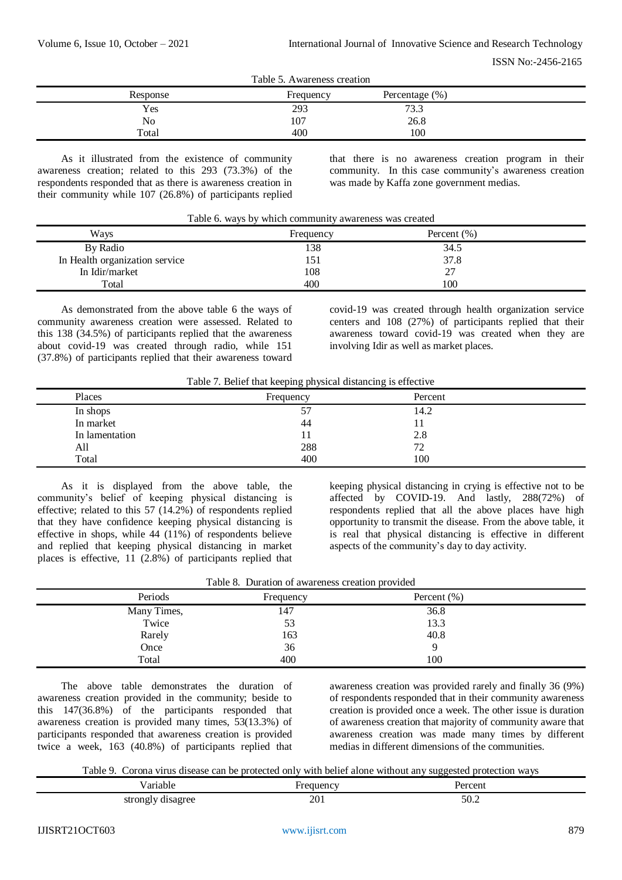Table 5. Awareness creation

| Response | Frequency | Percentage (%) |
|---|---|---|
| Yes | 293 | 73.3 |
| No | 107 | 26.8 |
| Total | 400 | 100 |

As it illustrated from the existence of community awareness creation; related to this 293 (73.3%) of the respondents responded that as there is awareness creation in their community while 107 (26.8%) of participants replied that there is no awareness creation program in their community. In this case community's awareness creation was made by Kaffa zone government medias.

Table 6. ways by which community awareness was created

| Ways | Frequency | Percent (%) |
|---|---|---|
| By Radio | 138 | 34.5 |
| In Health organization service | 151 | 37.8 |
| In Idir/market | 108 | 27 |
| Total | 400 | 100 |

As demonstrated from the above table 6 the ways of community awareness creation were assessed. Related to this 138 (34.5%) of participants replied that the awareness about covid-19 was created through radio, while 151 (37.8%) of participants replied that their awareness toward covid-19 was created through health organization service centers and 108 (27%) of participants replied that their awareness toward covid-19 was created when they are involving Idir as well as market places.

Table 7. Belief that keeping physical distancing is effective

| Places | Frequency | Percent |
|---|---|---|
| In shops | 57 | 14.2 |
| In market | 44 | 11 |
| In lamentation | 11 | 2.8 |
| All | 288 | 72 |
| Total | 400 | 100 |

As it is displayed from the above table, the community's belief of keeping physical distancing is effective; related to this 57 (14.2%) of respondents replied that they have confidence keeping physical distancing is effective in shops, while 44 (11%) of respondents believe and replied that keeping physical distancing in market places is effective, 11 (2.8%) of participants replied that keeping physical distancing in crying is effective not to be affected by COVID-19. And lastly, 288(72%) of respondents replied that all the above places have high opportunity to transmit the disease. From the above table, it is real that physical distancing is effective in different aspects of the community's day to day activity.

Table 8. Duration of awareness creation provided

| Periods | Frequency | Percent (%) |
|---|---|---|
| Many Times, | 147 | 36.8 |
| Twice | 53 | 13.3 |
| Rarely | 163 | 40.8 |
| Once | 36 | 9 |
| Total | 400 | 100 |

The above table demonstrates the duration of awareness creation provided in the community; beside to this 147(36.8%) of the participants responded that awareness creation is provided many times, 53(13.3%) of participants responded that awareness creation is provided twice a week, 163 (40.8%) of participants replied that awareness creation was provided rarely and finally 36 (9%) of respondents responded that in their community awareness creation is provided once a week. The other issue is duration of awareness creation that majority of community aware that awareness creation was made many times by different medias in different dimensions of the communities.

Table 9. Corona virus disease can be protected only with belief alone without any suggested protection ways

| Variable | Frequency | Percent |
|---|---|---|
| strongly disagree | 201 | 50.2 |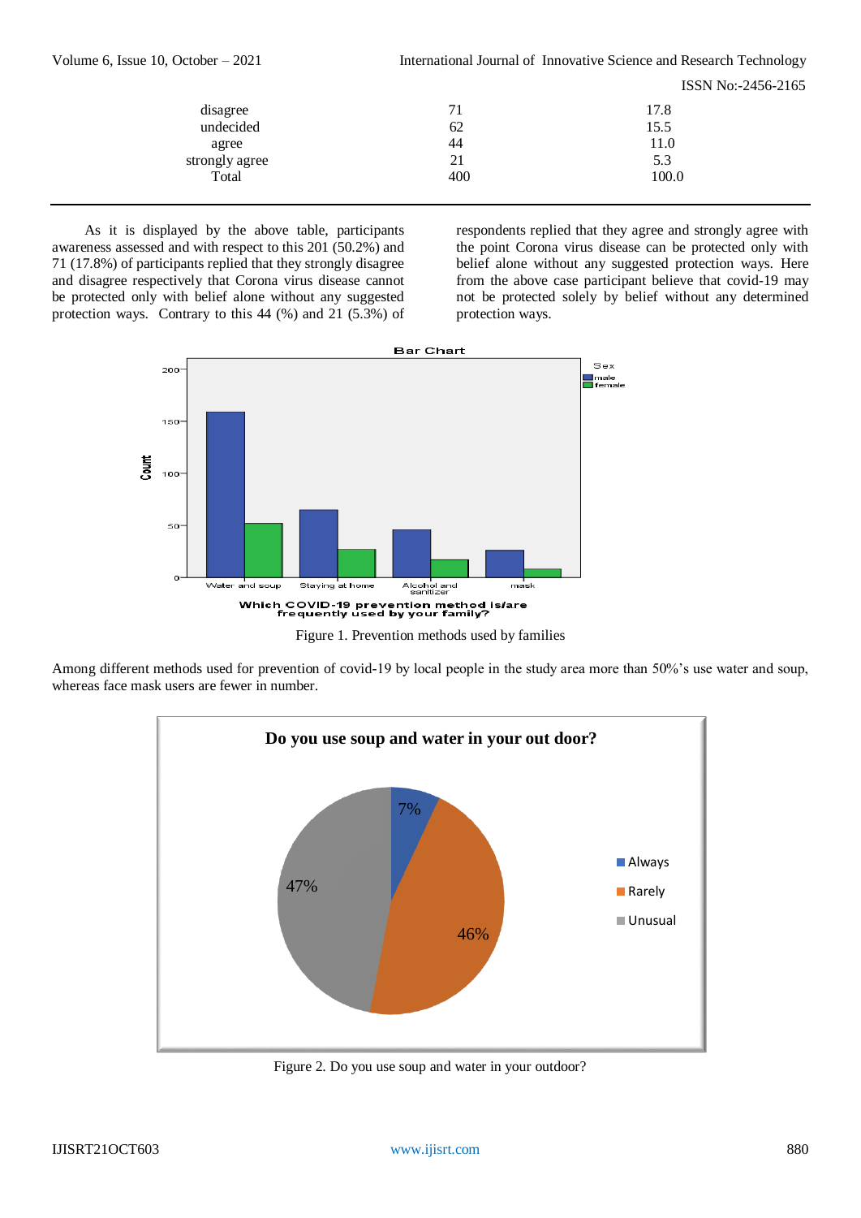| | | |
|---|---|---|
| disagree | 71 | 17.8 |
| undecided | 62 | 15.5 |
| agree | 44 | 11.0 |
| strongly agree | 21 | 5.3 |
| Total | 400 | 100.0 |

As it is displayed by the above table, participants awareness assessed and with respect to this 201 (50.2%) and 71 (17.8%) of participants replied that they strongly disagree and disagree respectively that Corona virus disease cannot be protected only with belief alone without any suggested protection ways. Contrary to this 44 (%) and 21 (5.3%) of respondents replied that they agree and strongly agree with the point Corona virus disease can be protected only with belief alone without any suggested protection ways. Here from the above case participant believe that covid-19 may not be protected solely by belief without any determined protection ways.

Figure 1. Prevention methods used by families

Among different methods used for prevention of covid-19 by local people in the study area more than 50%'s use water and soup, whereas face mask users are fewer in number.

Figure 2. Do you use soup and water in your outdoor?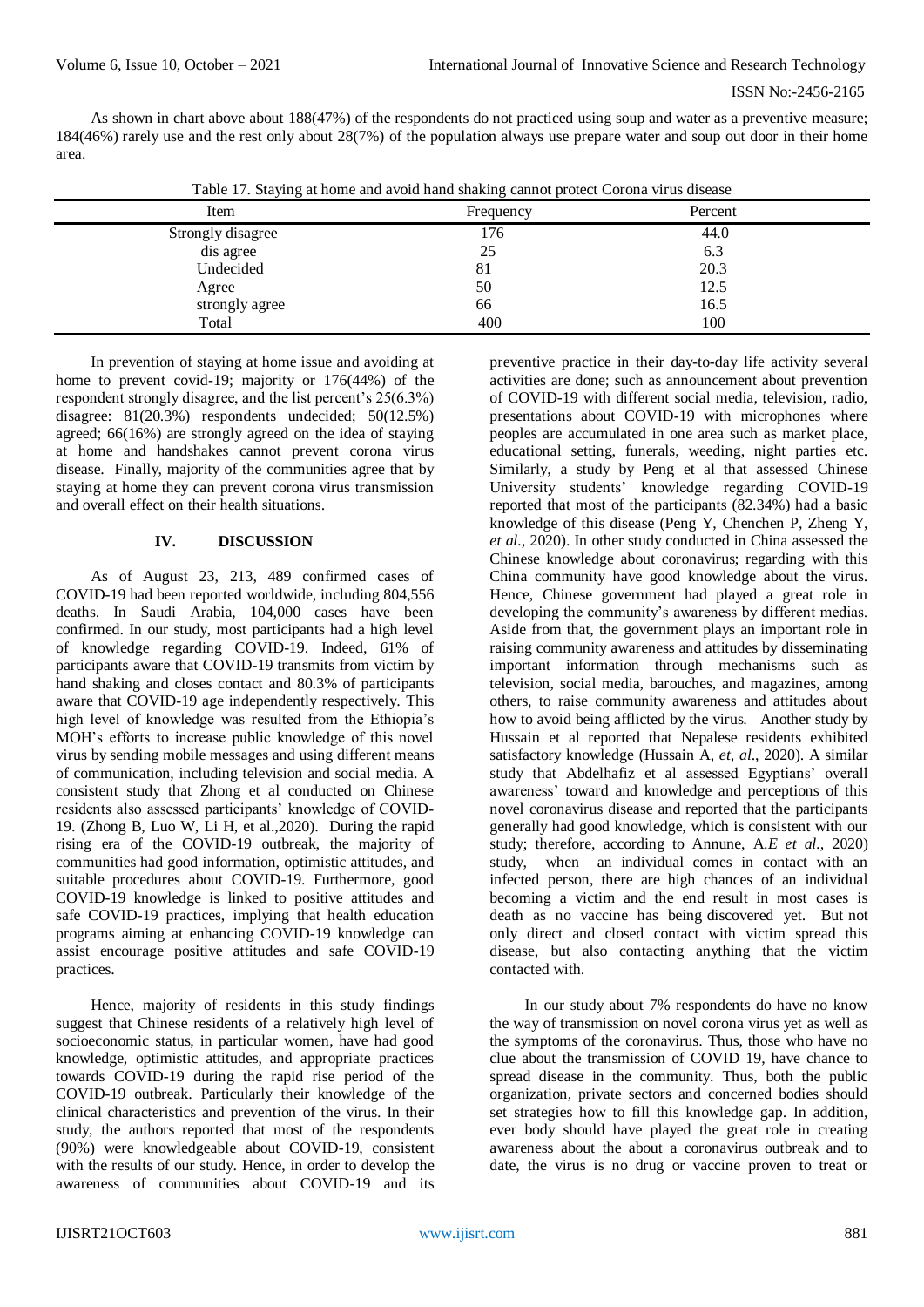As shown in chart above about 188(47%) of the respondents do not practiced using soup and water as a preventive measure; 184(46%) rarely use and the rest only about 28(7%) of the population always use prepare water and soup out door in their home area.

Table 17. Staying at home and avoid hand shaking cannot protect Corona virus disease

| Item | Frequency | Percent |
|---|---|---|
| Strongly disagree | 176 | 44.0 |
| dis agree | 25 | 6.3 |
| Undecided | 81 | 20.3 |
| Agree | 50 | 12.5 |
| strongly agree | 66 | 16.5 |
| Total | 400 | 100 |

In prevention of staying at home issue and avoiding at home to prevent covid-19; majority or 176(44%) of the respondent strongly disagree, and the list percent's 25(6.3%) disagree: 81(20.3%) respondents undecided; 50(12.5%) agreed; 66(16%) are strongly agreed on the idea of staying at home and handshakes cannot prevent corona virus disease. Finally, majority of the communities agree that by staying at home they can prevent corona virus transmission and overall effect on their health situations.

## IV. DISCUSSION

As of August 23, 213, 489 confirmed cases of COVID-19 had been reported worldwide, including 804,556 deaths. In Saudi Arabia, 104,000 cases have been confirmed. In our study, most participants had a high level of knowledge regarding COVID-19. Indeed, 61% of participants aware that COVID-19 transmits from victim by hand shaking and closes contact and 80.3% of participants aware that COVID-19 age independently respectively. This high level of knowledge was resulted from the Ethiopia's MOH's efforts to increase public knowledge of this novel virus by sending mobile messages and using different means of communication, including television and social media. A consistent study that Zhong et al conducted on Chinese residents also assessed participants' knowledge of COVID-19. (Zhong B, Luo W, Li H, et al.,2020). During the rapid rising era of the COVID-19 outbreak, the majority of communities had good information, optimistic attitudes, and suitable procedures about COVID-19. Furthermore, good COVID-19 knowledge is linked to positive attitudes and safe COVID-19 practices, implying that health education programs aiming at enhancing COVID-19 knowledge can assist encourage positive attitudes and safe COVID-19 practices.

Hence, majority of residents in this study findings suggest that Chinese residents of a relatively high level of socioeconomic status, in particular women, have had good knowledge, optimistic attitudes, and appropriate practices towards COVID-19 during the rapid rise period of the COVID-19 outbreak. Particularly their knowledge of the clinical characteristics and prevention of the virus. In their study, the authors reported that most of the respondents (90%) were knowledgeable about COVID-19, consistent with the results of our study. Hence, in order to develop the awareness of communities about COVID-19 and its preventive practice in their day-to-day life activity several activities are done; such as announcement about prevention of COVID-19 with different social media, television, radio, presentations about COVID-19 with microphones where peoples are accumulated in one area such as market place, educational setting, funerals, weeding, night parties etc. Similarly, a study by Peng et al that assessed Chinese University students' knowledge regarding COVID-19 reported that most of the participants (82.34%) had a basic knowledge of this disease (Peng Y, Chenchen P, Zheng Y, *et al.*, 2020). In other study conducted in China assessed the Chinese knowledge about coronavirus; regarding with this China community have good knowledge about the virus. Hence, Chinese government had played a great role in developing the community's awareness by different medias. Aside from that, the government plays an important role in raising community awareness and attitudes by disseminating important information through mechanisms such as television, social media, barouches, and magazines, among others, to raise community awareness and attitudes about how to avoid being afflicted by the virus. Another study by Hussain et al reported that Nepalese residents exhibited satisfactory knowledge (Hussain A, *et, al*., 2020). A similar study that Abdelhafiz et al assessed Egyptians' overall awareness' toward and knowledge and perceptions of this novel coronavirus disease and reported that the participants generally had good knowledge, which is consistent with our study; therefore, according to Annune, A.*E et al.,* 2020) study, when an individual comes in contact with an infected person, there are high chances of an individual becoming a victim and the end result in most cases is death as no vaccine has being discovered yet. But not only direct and closed contact with victim spread this disease, but also contacting anything that the victim contacted with.

In our study about 7% respondents do have no know the way of transmission on novel corona virus yet as well as the symptoms of the coronavirus. Thus, those who have no clue about the transmission of COVID 19, have chance to spread disease in the community. Thus, both the public organization, private sectors and concerned bodies should set strategies how to fill this knowledge gap. In addition, ever body should have played the great role in creating awareness about the about a coronavirus outbreak and to date, the virus is no drug or vaccine proven to treat or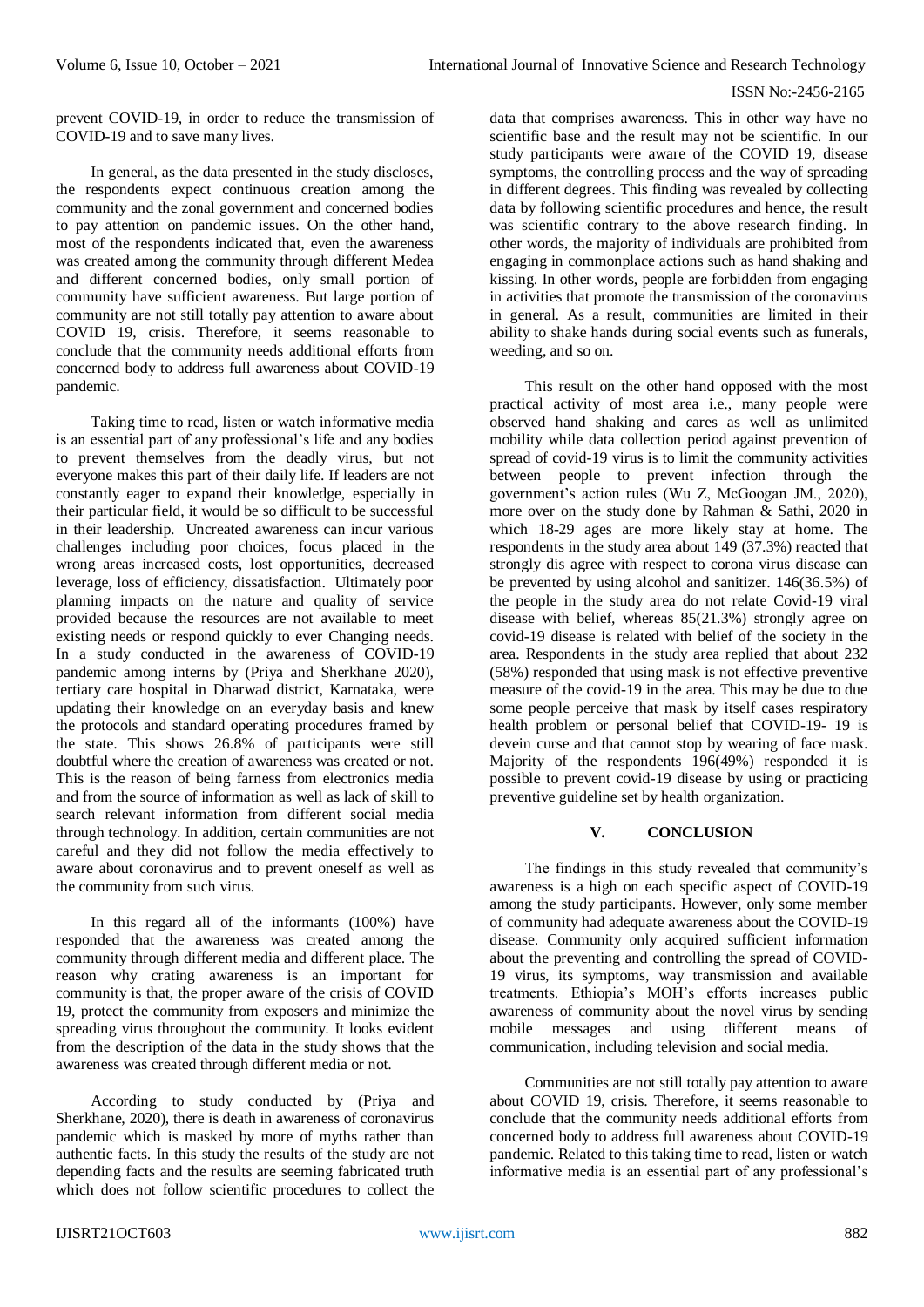prevent COVID-19, in order to reduce the transmission of COVID-19 and to save many lives.

In general, as the data presented in the study discloses, the respondents expect continuous creation among the community and the zonal government and concerned bodies to pay attention on pandemic issues. On the other hand, most of the respondents indicated that, even the awareness was created among the community through different Medea and different concerned bodies, only small portion of community have sufficient awareness. But large portion of community are not still totally pay attention to aware about COVID 19, crisis. Therefore, it seems reasonable to conclude that the community needs additional efforts from concerned body to address full awareness about COVID-19 pandemic.

Taking time to read, listen or watch informative media is an essential part of any professional's life and any bodies to prevent themselves from the deadly virus, but not everyone makes this part of their daily life. If leaders are not constantly eager to expand their knowledge, especially in their particular field, it would be so difficult to be successful in their leadership. Uncreated awareness can incur various challenges including poor choices, focus placed in the wrong areas increased costs, lost opportunities, decreased leverage, loss of efficiency, dissatisfaction. Ultimately poor planning impacts on the nature and quality of service provided because the resources are not available to meet existing needs or respond quickly to ever Changing needs. In a study conducted in the awareness of COVID-19 pandemic among interns by (Priya and Sherkhane 2020), tertiary care hospital in Dharwad district, Karnataka, were updating their knowledge on an everyday basis and knew the protocols and standard operating procedures framed by the state. This shows 26.8% of participants were still doubtful where the creation of awareness was created or not. This is the reason of being farness from electronics media and from the source of information as well as lack of skill to search relevant information from different social media through technology. In addition, certain communities are not careful and they did not follow the media effectively to aware about coronavirus and to prevent oneself as well as the community from such virus.

In this regard all of the informants (100%) have responded that the awareness was created among the community through different media and different place. The reason why crating awareness is an important for community is that, the proper aware of the crisis of COVID 19, protect the community from exposers and minimize the spreading virus throughout the community. It looks evident from the description of the data in the study shows that the awareness was created through different media or not.

According to study conducted by (Priya and Sherkhane, 2020), there is death in awareness of coronavirus pandemic which is masked by more of myths rather than authentic facts. In this study the results of the study are not depending facts and the results are seeming fabricated truth which does not follow scientific procedures to collect the data that comprises awareness. This in other way have no scientific base and the result may not be scientific. In our study participants were aware of the COVID 19, disease symptoms, the controlling process and the way of spreading in different degrees. This finding was revealed by collecting data by following scientific procedures and hence, the result was scientific contrary to the above research finding. In other words, the majority of individuals are prohibited from engaging in commonplace actions such as hand shaking and kissing. In other words, people are forbidden from engaging in activities that promote the transmission of the coronavirus in general. As a result, communities are limited in their ability to shake hands during social events such as funerals, weeding, and so on.

This result on the other hand opposed with the most practical activity of most area i.e., many people were observed hand shaking and cares as well as unlimited mobility while data collection period against prevention of spread of covid-19 virus is to limit the community activities between people to prevent infection through the government's action rules (Wu Z, McGoogan JM., 2020), more over on the study done by Rahman & Sathi, 2020 in which 18-29 ages are more likely stay at home. The respondents in the study area about 149 (37.3%) reacted that strongly dis agree with respect to corona virus disease can be prevented by using alcohol and sanitizer. 146(36.5%) of the people in the study area do not relate Covid-19 viral disease with belief, whereas 85(21.3%) strongly agree on covid-19 disease is related with belief of the society in the area. Respondents in the study area replied that about 232 (58%) responded that using mask is not effective preventive measure of the covid-19 in the area. This may be due to due some people perceive that mask by itself cases respiratory health problem or personal belief that COVID-19- 19 is devein curse and that cannot stop by wearing of face mask. Majority of the respondents 196(49%) responded it is possible to prevent covid-19 disease by using or practicing preventive guideline set by health organization.

## V. CONCLUSION

The findings in this study revealed that community's awareness is a high on each specific aspect of COVID-19 among the study participants. However, only some member of community had adequate awareness about the COVID-19 disease. Community only acquired sufficient information about the preventing and controlling the spread of COVID-19 virus, its symptoms, way transmission and available treatments. Ethiopia's MOH's efforts increases public awareness of community about the novel virus by sending mobile messages and using different means of communication, including television and social media.

Communities are not still totally pay attention to aware about COVID 19, crisis. Therefore, it seems reasonable to conclude that the community needs additional efforts from concerned body to address full awareness about COVID-19 pandemic. Related to this taking time to read, listen or watch informative media is an essential part of any professional's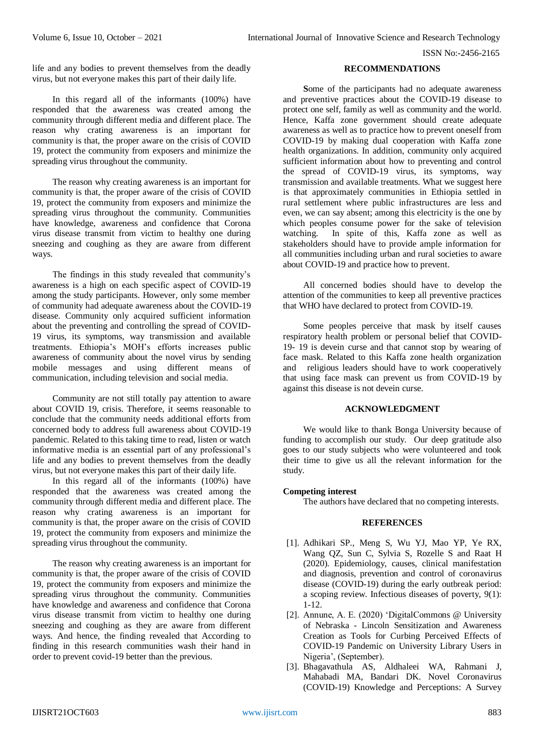life and any bodies to prevent themselves from the deadly virus, but not everyone makes this part of their daily life.

In this regard all of the informants (100%) have responded that the awareness was created among the community through different media and different place. The reason why crating awareness is an important for community is that, the proper aware on the crisis of COVID 19, protect the community from exposers and minimize the spreading virus throughout the community.

The reason why creating awareness is an important for community is that, the proper aware of the crisis of COVID 19, protect the community from exposers and minimize the spreading virus throughout the community. Communities have knowledge, awareness and confidence that Corona virus disease transmit from victim to healthy one during sneezing and coughing as they are aware from different ways.

The findings in this study revealed that community's awareness is a high on each specific aspect of COVID-19 among the study participants. However, only some member of community had adequate awareness about the COVID-19 disease. Community only acquired sufficient information about the preventing and controlling the spread of COVID-19 virus, its symptoms, way transmission and available treatments. Ethiopia's MOH's efforts increases public awareness of community about the novel virus by sending mobile messages and using different means of communication, including television and social media.

Community are not still totally pay attention to aware about COVID 19, crisis. Therefore, it seems reasonable to conclude that the community needs additional efforts from concerned body to address full awareness about COVID-19 pandemic. Related to this taking time to read, listen or watch informative media is an essential part of any professional's life and any bodies to prevent themselves from the deadly virus, but not everyone makes this part of their daily life.

In this regard all of the informants (100%) have responded that the awareness was created among the community through different media and different place. The reason why crating awareness is an important for community is that, the proper aware on the crisis of COVID 19, protect the community from exposers and minimize the spreading virus throughout the community.

The reason why creating awareness is an important for community is that, the proper aware of the crisis of COVID 19, protect the community from exposers and minimize the spreading virus throughout the community. Communities have knowledge and awareness and confidence that Corona virus disease transmit from victim to healthy one during sneezing and coughing as they are aware from different ways. And hence, the finding revealed that According to finding in this research communities wash their hand in order to prevent covid-19 better than the previous.

## RECOMMENDATIONS

**S**ome of the participants had no adequate awareness and preventive practices about the COVID-19 disease to protect one self, family as well as community and the world. Hence, Kaffa zone government should create adequate awareness as well as to practice how to prevent oneself from COVID-19 by making dual cooperation with Kaffa zone health organizations. In addition, community only acquired sufficient information about how to preventing and control the spread of COVID-19 virus, its symptoms, way transmission and available treatments. What we suggest here is that approximately communities in Ethiopia settled in rural settlement where public infrastructures are less and even, we can say absent; among this electricity is the one by which peoples consume power for the sake of television watching. In spite of this, Kaffa zone as well as stakeholders should have to provide ample information for all communities including urban and rural societies to aware about COVID-19 and practice how to prevent.

All concerned bodies should have to develop the attention of the communities to keep all preventive practices that WHO have declared to protect from COVID-19.

Some peoples perceive that mask by itself causes respiratory health problem or personal belief that COVID-19- 19 is devein curse and that cannot stop by wearing of face mask. Related to this Kaffa zone health organization and religious leaders should have to work cooperatively that using face mask can prevent us from COVID-19 by against this disease is not devein curse.

## ACKNOWLEDGMENT

We would like to thank Bonga University because of funding to accomplish our study. Our deep gratitude also goes to our study subjects who were volunteered and took their time to give us all the relevant information for the study.

**Competing interest**

The authors have declared that no competing interests.

## REFERENCES

[1]. Adhikari SP., Meng S, Wu YJ, Mao YP, Ye RX, Wang QZ, Sun C, Sylvia S, Rozelle S and Raat H (2020). Epidemiology, causes, clinical manifestation and diagnosis, prevention and control of coronavirus disease (COVID-19) during the early outbreak period: a scoping review. Infectious diseases of poverty, 9(1): 1-12.

[2]. Annune, A. E. (2020) 'DigitalCommons @ University of Nebraska - Lincoln Sensitization and Awareness Creation as Tools for Curbing Perceived Effects of COVID-19 Pandemic on University Library Users in Nigeria', (September).

[3]. Bhagavathula AS, Aldhaleei WA, Rahmani J, Mahabadi MA, Bandari DK. Novel Coronavirus (COVID-19) Knowledge and Perceptions: A Survey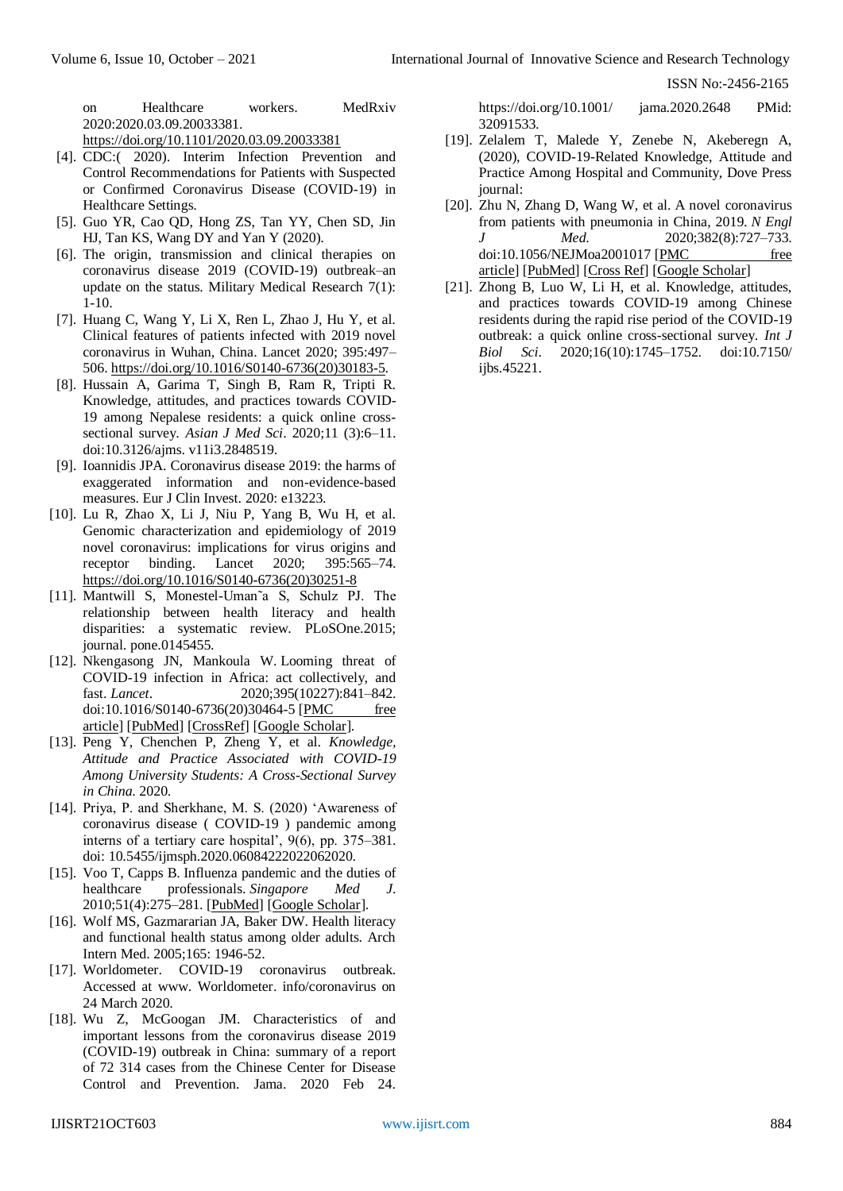on Healthcare workers. MedRxiv 2020:2020.03.09.20033381. https://doi.org/10.1101/2020.03.09.20033381

[4]. CDC:( 2020). Interim Infection Prevention and Control Recommendations for Patients with Suspected or Confirmed Coronavirus Disease (COVID-19) in Healthcare Settings.

[5]. Guo YR, Cao QD, Hong ZS, Tan YY, Chen SD, Jin HJ, Tan KS, Wang DY and Yan Y (2020).

[6]. The origin, transmission and clinical therapies on coronavirus disease 2019 (COVID-19) outbreak–an update on the status. Military Medical Research 7(1): 1-10.

[7]. Huang C, Wang Y, Li X, Ren L, Zhao J, Hu Y, et al. Clinical features of patients infected with 2019 novel coronavirus in Wuhan, China. Lancet 2020; 395:497–506. https://doi.org/10.1016/S0140-6736(20)30183-5.

[8]. Hussain A, Garima T, Singh B, Ram R, Tripti R. Knowledge, attitudes, and practices towards COVID-19 among Nepalese residents: a quick online cross-sectional survey. *Asian J Med Sci*. 2020;11 (3):6–11. doi:10.3126/ajms. v11i3.2848519.

[9]. Ioannidis JPA. Coronavirus disease 2019: the harms of exaggerated information and non-evidence-based measures. Eur J Clin Invest. 2020: e13223.

[10]. Lu R, Zhao X, Li J, Niu P, Yang B, Wu H, et al. Genomic characterization and epidemiology of 2019 novel coronavirus: implications for virus origins and receptor binding. Lancet 2020; 395:565–74. https://doi.org/10.1016/S0140-6736(20)30251-8

[11]. Mantwill S, Monestel-Uman˜a S, Schulz PJ. The relationship between health literacy and health disparities: a systematic review. PLoSOne.2015; journal. pone.0145455.

[12]. Nkengasong JN, Mankoula W. Looming threat of COVID-19 infection in Africa: act collectively, and fast. *Lancet*. 2020;395(10227):841–842. doi:10.1016/S0140-6736(20)30464-5 [PMC free article] [PubMed] [CrossRef] [Google Scholar].

[13]. Peng Y, Chenchen P, Zheng Y, et al. *Knowledge, Attitude and Practice Associated with COVID-19 Among University Students: A Cross-Sectional Survey in China*. 2020.

[14]. Priya, P. and Sherkhane, M. S. (2020) 'Awareness of coronavirus disease ( COVID-19 ) pandemic among interns of a tertiary care hospital', 9(6), pp. 375–381. doi: 10.5455/ijmsph.2020.06084222022062020.

[15]. Voo T, Capps B. Influenza pandemic and the duties of healthcare professionals. *Singapore Med J*. 2010;51(4):275–281. [PubMed] [Google Scholar].

[16]. Wolf MS, Gazmararian JA, Baker DW. Health literacy and functional health status among older adults. Arch Intern Med. 2005;165: 1946-52.

[17]. Worldometer. COVID-19 coronavirus outbreak. Accessed at www. Worldometer. info/coronavirus on 24 March 2020.

[18]. Wu Z, McGoogan JM. Characteristics of and important lessons from the coronavirus disease 2019 (COVID-19) outbreak in China: summary of a report of 72 314 cases from the Chinese Center for Disease Control and Prevention. Jama. 2020 Feb 24. https://doi.org/10.1001/ jama.2020.2648 PMid: 32091533.

[19]. Zelalem T, Malede Y, Zenebe N, Akeberegn A, (2020), COVID-19-Related Knowledge, Attitude and Practice Among Hospital and Community, Dove Press journal:

[20]. Zhu N, Zhang D, Wang W, et al. A novel coronavirus from patients with pneumonia in China, 2019. *N Engl J Med*. 2020;382(8):727–733. doi:10.1056/NEJMoa2001017 [PMC free article] [PubMed] [Cross Ref] [Google Scholar]

[21]. Zhong B, Luo W, Li H, et al. Knowledge, attitudes, and practices towards COVID-19 among Chinese residents during the rapid rise period of the COVID-19 outbreak: a quick online cross-sectional survey. *Int J Biol Sci*. 2020;16(10):1745–1752. doi:10.7150/ ijbs.45221.